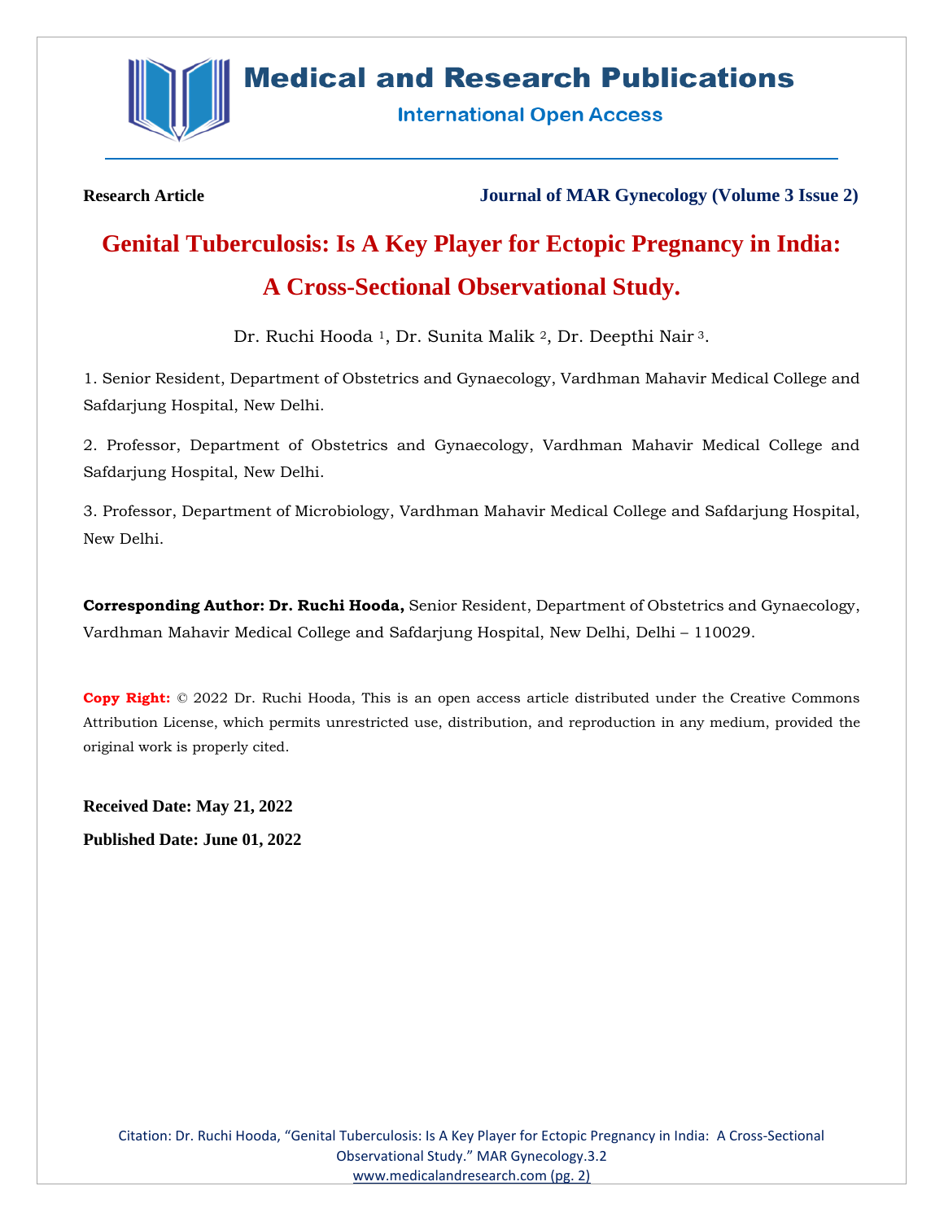**Research Article** **Journal of MAR Gynecology (Volume 3 Issue 2)**

# Genital Tuberculosis: Is A Key Player for Ectopic Pregnancy in India: A Cross-Sectional Observational Study.

Dr. Ruchi Hooda [1], Dr. Sunita Malik [2], Dr. Deepthi Nair [3].

1. Senior Resident, Department of Obstetrics and Gynaecology, Vardhman Mahavir Medical College and Safdarjung Hospital, New Delhi.

2. Professor, Department of Obstetrics and Gynaecology, Vardhman Mahavir Medical College and Safdarjung Hospital, New Delhi.

3. Professor, Department of Microbiology, Vardhman Mahavir Medical College and Safdarjung Hospital, New Delhi.

**Corresponding Author: Dr. Ruchi Hooda,** Senior Resident, Department of Obstetrics and Gynaecology, Vardhman Mahavir Medical College and Safdarjung Hospital, New Delhi, Delhi – 110029.

**Copy Right:** © 2022 Dr. Ruchi Hooda, This is an open access article distributed under the Creative Commons Attribution License, which permits unrestricted use, distribution, and reproduction in any medium, provided the original work is properly cited.

**Received Date: May 21, 2022**

**Published Date: June 01, 2022**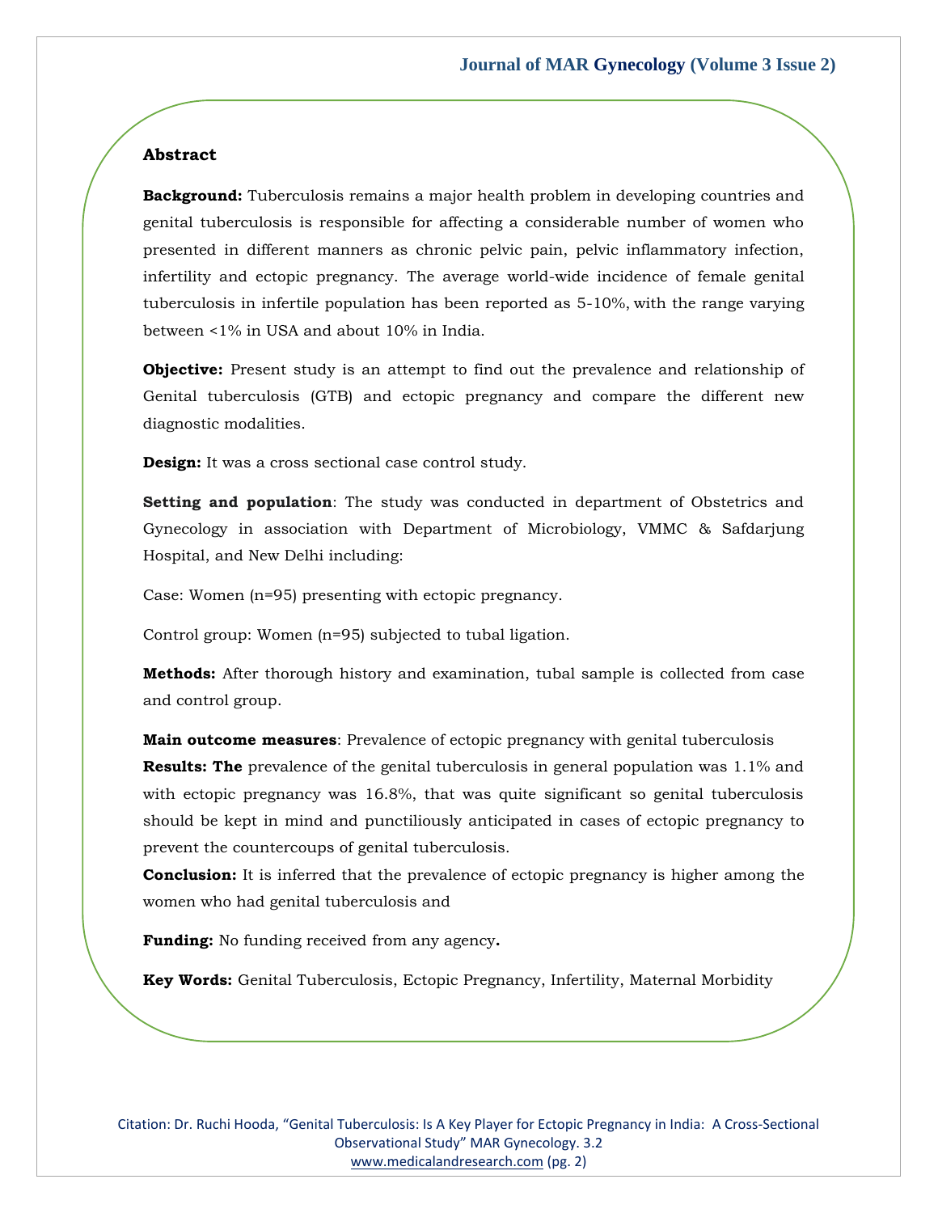## Abstract

**Background:** Tuberculosis remains a major health problem in developing countries and genital tuberculosis is responsible for affecting a considerable number of women who presented in different manners as chronic pelvic pain, pelvic inflammatory infection, infertility and ectopic pregnancy. The average world-wide incidence of female genital tuberculosis in infertile population has been reported as 5-10%, with the range varying between <1% in USA and about 10% in India.

**Objective:** Present study is an attempt to find out the prevalence and relationship of Genital tuberculosis (GTB) and ectopic pregnancy and compare the different new diagnostic modalities.

**Design:** It was a cross sectional case control study.

**Setting and population**: The study was conducted in department of Obstetrics and Gynecology in association with Department of Microbiology, VMMC & Safdarjung Hospital, and New Delhi including:

Case: Women (n=95) presenting with ectopic pregnancy.

Control group: Women (n=95) subjected to tubal ligation.

**Methods:** After thorough history and examination, tubal sample is collected from case and control group.

**Main outcome measures**: Prevalence of ectopic pregnancy with genital tuberculosis

**Results: The** prevalence of the genital tuberculosis in general population was 1.1% and with ectopic pregnancy was 16.8%, that was quite significant so genital tuberculosis should be kept in mind and punctiliously anticipated in cases of ectopic pregnancy to prevent the countercoups of genital tuberculosis.

**Conclusion:** It is inferred that the prevalence of ectopic pregnancy is higher among the women who had genital tuberculosis and

**Funding:** No funding received from any agency**.**

**Key Words:** Genital Tuberculosis, Ectopic Pregnancy, Infertility, Maternal Morbidity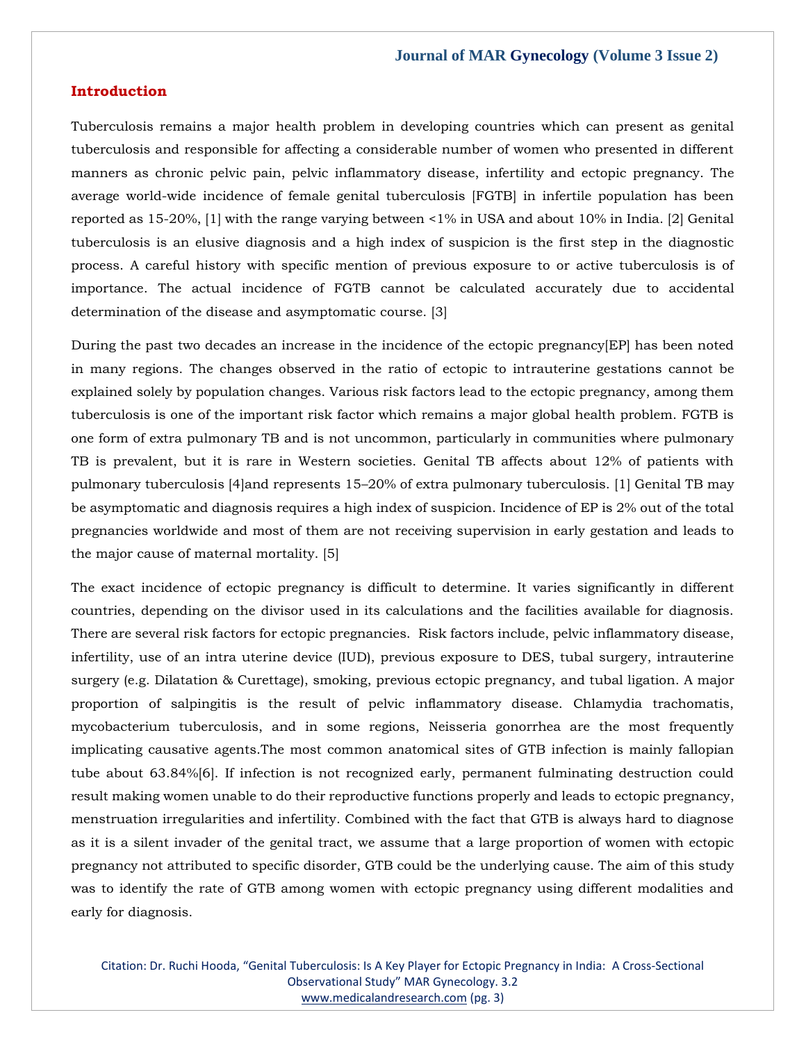## Introduction

Tuberculosis remains a major health problem in developing countries which can present as genital tuberculosis and responsible for affecting a considerable number of women who presented in different manners as chronic pelvic pain, pelvic inflammatory disease, infertility and ectopic pregnancy. The average world-wide incidence of female genital tuberculosis [FGTB] in infertile population has been reported as 15-20%, [1] with the range varying between <1% in USA and about 10% in India. [2] Genital tuberculosis is an elusive diagnosis and a high index of suspicion is the first step in the diagnostic process. A careful history with specific mention of previous exposure to or active tuberculosis is of importance. The actual incidence of FGTB cannot be calculated accurately due to accidental determination of the disease and asymptomatic course. [3]

During the past two decades an increase in the incidence of the ectopic pregnancy[EP] has been noted in many regions. The changes observed in the ratio of ectopic to intrauterine gestations cannot be explained solely by population changes. Various risk factors lead to the ectopic pregnancy, among them tuberculosis is one of the important risk factor which remains a major global health problem. FGTB is one form of extra pulmonary TB and is not uncommon, particularly in communities where pulmonary TB is prevalent, but it is rare in Western societies. Genital TB affects about 12% of patients with pulmonary tuberculosis [4]and represents 15–20% of extra pulmonary tuberculosis. [1] Genital TB may be asymptomatic and diagnosis requires a high index of suspicion. Incidence of EP is 2% out of the total pregnancies worldwide and most of them are not receiving supervision in early gestation and leads to the major cause of maternal mortality. [5]

The exact incidence of ectopic pregnancy is difficult to determine. It varies significantly in different countries, depending on the divisor used in its calculations and the facilities available for diagnosis. There are several risk factors for ectopic pregnancies. Risk factors include, pelvic inflammatory disease, infertility, use of an intra uterine device (IUD), previous exposure to DES, tubal surgery, intrauterine surgery (e.g. Dilatation & Curettage), smoking, previous ectopic pregnancy, and tubal ligation. A major proportion of salpingitis is the result of pelvic inflammatory disease. Chlamydia trachomatis, mycobacterium tuberculosis, and in some regions, Neisseria gonorrhea are the most frequently implicating causative agents.The most common anatomical sites of GTB infection is mainly fallopian tube about 63.84%[6]. If infection is not recognized early, permanent fulminating destruction could result making women unable to do their reproductive functions properly and leads to ectopic pregnancy, menstruation irregularities and infertility. Combined with the fact that GTB is always hard to diagnose as it is a silent invader of the genital tract, we assume that a large proportion of women with ectopic pregnancy not attributed to specific disorder, GTB could be the underlying cause. The aim of this study was to identify the rate of GTB among women with ectopic pregnancy using different modalities and early for diagnosis.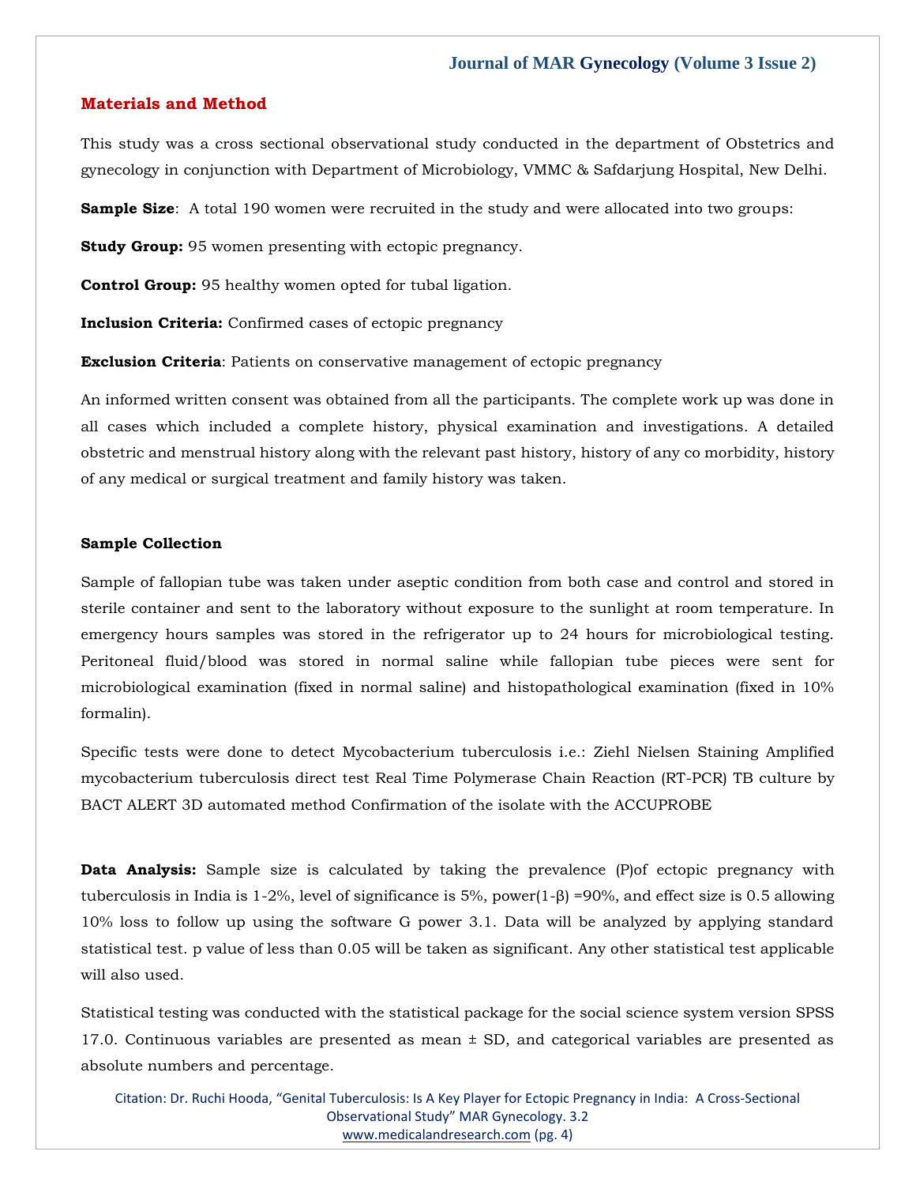## Materials and Method

This study was a cross sectional observational study conducted in the department of Obstetrics and gynecology in conjunction with Department of Microbiology, VMMC & Safdarjung Hospital, New Delhi.

**Sample Size**: A total 190 women were recruited in the study and were allocated into two groups:

**Study Group:** 95 women presenting with ectopic pregnancy.

**Control Group:** 95 healthy women opted for tubal ligation.

**Inclusion Criteria:** Confirmed cases of ectopic pregnancy

**Exclusion Criteria**: Patients on conservative management of ectopic pregnancy

An informed written consent was obtained from all the participants. The complete work up was done in all cases which included a complete history, physical examination and investigations. A detailed obstetric and menstrual history along with the relevant past history, history of any co morbidity, history of any medical or surgical treatment and family history was taken.

**Sample Collection**

Sample of fallopian tube was taken under aseptic condition from both case and control and stored in sterile container and sent to the laboratory without exposure to the sunlight at room temperature. In emergency hours samples was stored in the refrigerator up to 24 hours for microbiological testing. Peritoneal fluid/blood was stored in normal saline while fallopian tube pieces were sent for microbiological examination (fixed in normal saline) and histopathological examination (fixed in 10% formalin).

Specific tests were done to detect Mycobacterium tuberculosis i.e.: Ziehl Nielsen Staining Amplified mycobacterium tuberculosis direct test Real Time Polymerase Chain Reaction (RT-PCR) TB culture by BACT ALERT 3D automated method Confirmation of the isolate with the ACCUPROBE

**Data Analysis:** Sample size is calculated by taking the prevalence (P)of ectopic pregnancy with tuberculosis in India is 1-2%, level of significance is 5%, power$(1-\beta)$ =90%, and effect size is 0.5 allowing 10% loss to follow up using the software G power 3.1. Data will be analyzed by applying standard statistical test. p value of less than 0.05 will be taken as significant. Any other statistical test applicable will also used.

Statistical testing was conducted with the statistical package for the social science system version SPSS 17.0. Continuous variables are presented as mean ± SD, and categorical variables are presented as absolute numbers and percentage.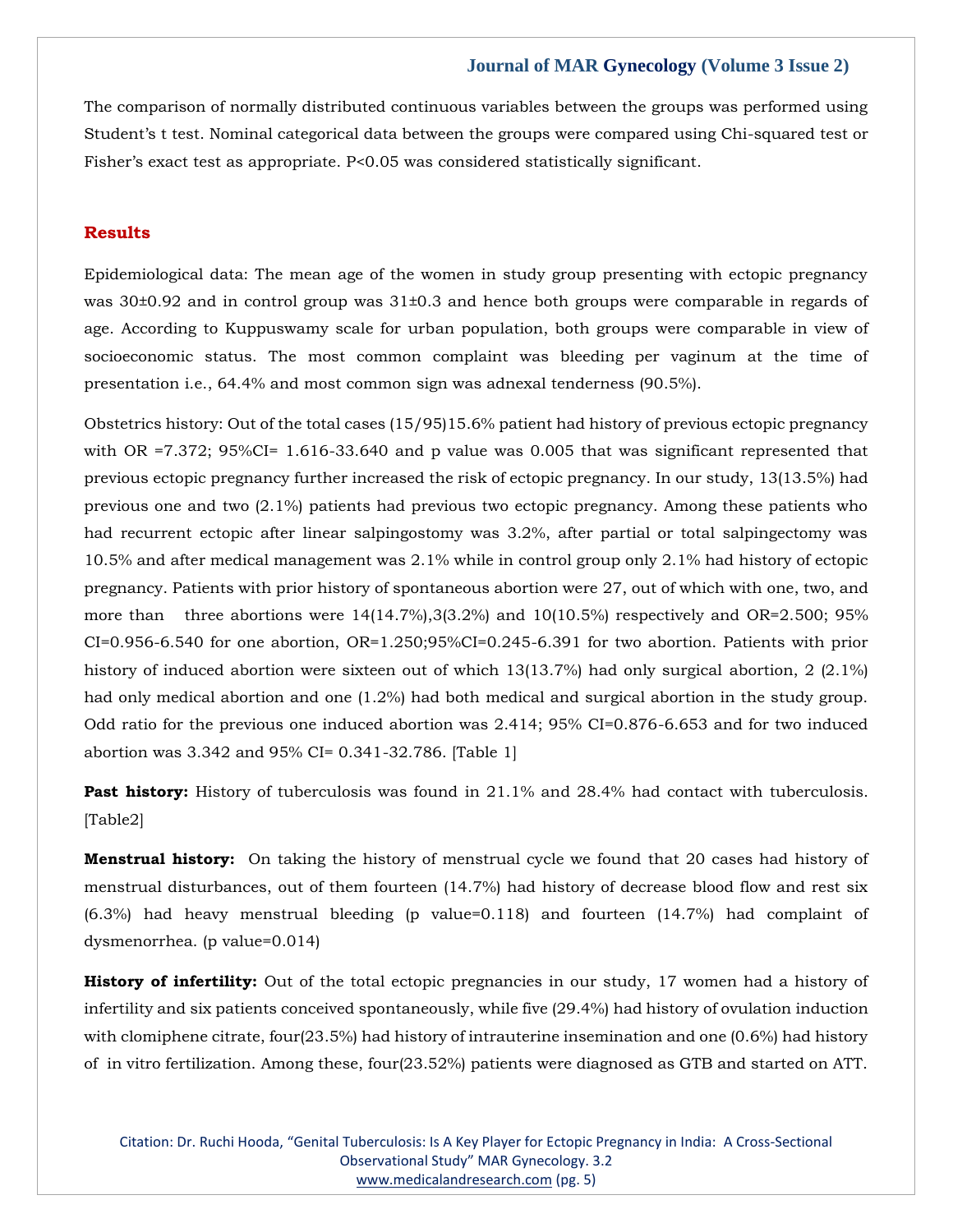The comparison of normally distributed continuous variables between the groups was performed using Student's t test. Nominal categorical data between the groups were compared using Chi-squared test or Fisher's exact test as appropriate. P<0.05 was considered statistically significant.

## Results

Epidemiological data: The mean age of the women in study group presenting with ectopic pregnancy was 30±0.92 and in control group was 31±0.3 and hence both groups were comparable in regards of age. According to Kuppuswamy scale for urban population, both groups were comparable in view of socioeconomic status. The most common complaint was bleeding per vaginum at the time of presentation i.e., 64.4% and most common sign was adnexal tenderness (90.5%).

Obstetrics history: Out of the total cases (15/95)15.6% patient had history of previous ectopic pregnancy with OR =7.372; 95%CI= 1.616-33.640 and p value was 0.005 that was significant represented that previous ectopic pregnancy further increased the risk of ectopic pregnancy. In our study, 13(13.5%) had previous one and two (2.1%) patients had previous two ectopic pregnancy. Among these patients who had recurrent ectopic after linear salpingostomy was 3.2%, after partial or total salpingectomy was 10.5% and after medical management was 2.1% while in control group only 2.1% had history of ectopic pregnancy. Patients with prior history of spontaneous abortion were 27, out of which with one, two, and more than three abortions were 14(14.7%),3(3.2%) and 10(10.5%) respectively and OR=2.500; 95% CI=0.956-6.540 for one abortion, OR=1.250;95%CI=0.245-6.391 for two abortion. Patients with prior history of induced abortion were sixteen out of which 13(13.7%) had only surgical abortion, 2 (2.1%) had only medical abortion and one (1.2%) had both medical and surgical abortion in the study group. Odd ratio for the previous one induced abortion was 2.414; 95% CI=0.876-6.653 and for two induced abortion was 3.342 and 95% CI= 0.341-32.786. [Table 1]

**Past history:** History of tuberculosis was found in 21.1% and 28.4% had contact with tuberculosis. [Table2]

**Menstrual history:** On taking the history of menstrual cycle we found that 20 cases had history of menstrual disturbances, out of them fourteen (14.7%) had history of decrease blood flow and rest six (6.3%) had heavy menstrual bleeding (p value=0.118) and fourteen (14.7%) had complaint of dysmenorrhea. (p value=0.014)

**History of infertility:** Out of the total ectopic pregnancies in our study, 17 women had a history of infertility and six patients conceived spontaneously, while five (29.4%) had history of ovulation induction with clomiphene citrate, four(23.5%) had history of intrauterine insemination and one (0.6%) had history of in vitro fertilization. Among these, four(23.52%) patients were diagnosed as GTB and started on ATT.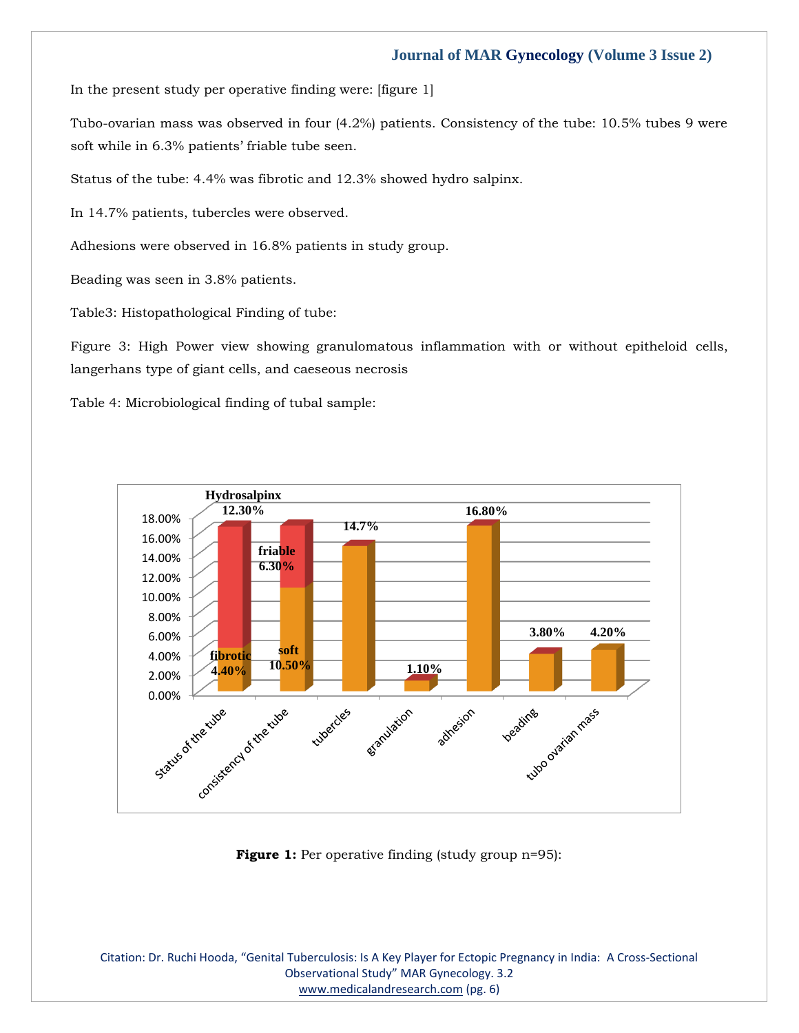In the present study per operative finding were: [figure 1]

Tubo-ovarian mass was observed in four (4.2%) patients. Consistency of the tube: 10.5% tubes 9 were soft while in 6.3% patients' friable tube seen.

Status of the tube: 4.4% was fibrotic and 12.3% showed hydro salpinx.

In 14.7% patients, tubercles were observed.

Adhesions were observed in 16.8% patients in study group.

Beading was seen in 3.8% patients.

Table3: Histopathological Finding of tube:

Figure 3: High Power view showing granulomatous inflammation with or without epitheloid cells, langerhans type of giant cells, and caeseous necrosis

Table 4: Microbiological finding of tubal sample:

**Figure 1:** Per operative finding (study group n=95):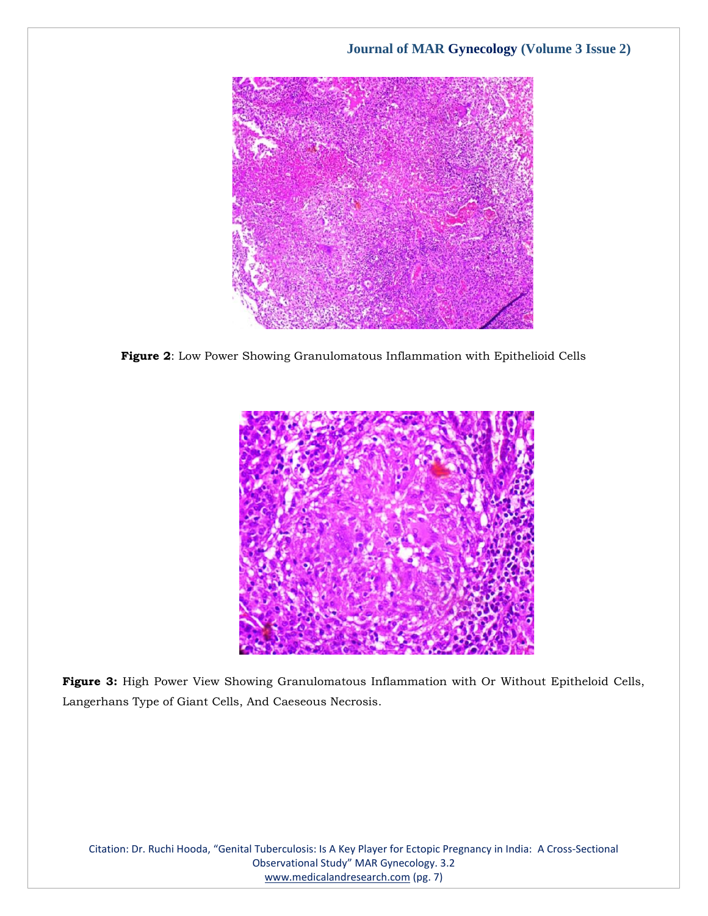**Figure 2**: Low Power Showing Granulomatous Inflammation with Epithelioid Cells

**Figure 3:** High Power View Showing Granulomatous Inflammation with Or Without Epitheloid Cells, Langerhans Type of Giant Cells, And Caeseous Necrosis.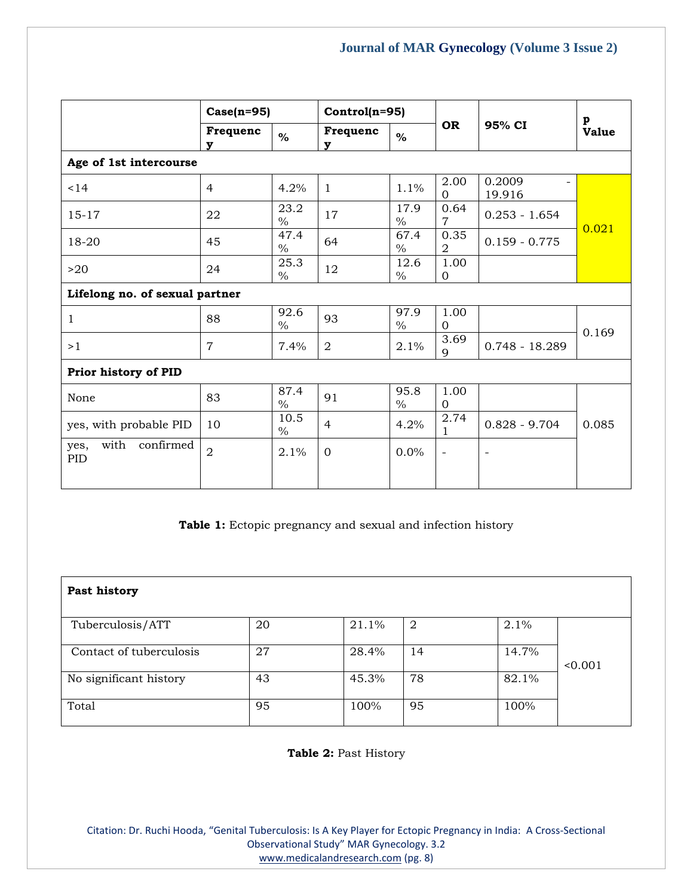| | Case(n=95) | | Control(n=95) | | OR | 95% CI | p Value |
|---|---|---|---|---|---|---|---|
| | Frequency | % | Frequency | % | | | |
| **Age of 1st intercourse** | | | | | | | |
| <14 | 4 | 4.2% | 1 | 1.1% | 2.000 | 0.2009 - 19.916 | 0.021 |
| 15-17 | 22 | 23.2% | 17 | 17.9% | 0.647 | 0.253 - 1.654 | |
| 18-20 | 45 | 47.4% | 64 | 67.4% | 0.352 | 0.159 - 0.775 | |
| >20 | 24 | 25.3% | 12 | 12.6% | 1.000 | | |
| **Lifelong no. of sexual partner** | | | | | | | |
| 1 | 88 | 92.6% | 93 | 97.9% | 1.000 | | 0.169 |
| >1 | 7 | 7.4% | 2 | 2.1% | 3.699 | 0.748 - 18.289 | |
| **Prior history of PID** | | | | | | | |
| None | 83 | 87.4% | 91 | 95.8% | 1.000 | | 0.085 |
| yes, with probable PID | 10 | 10.5% | 4 | 4.2% | 2.741 | 0.828 - 9.704 | |
| yes, with confirmed PID | 2 | 2.1% | 0 | 0.0% | - | - | |

**Table 1:** Ectopic pregnancy and sexual and infection history

| **Past history** | | | | | |
|---|---|---|---|---|---|
| Tuberculosis/ATT | 20 | 21.1% | 2 | 2.1% | <0.001 |
| Contact of tuberculosis | 27 | 28.4% | 14 | 14.7% | |
| No significant history | 43 | 45.3% | 78 | 82.1% | |
| Total | 95 | 100% | 95 | 100% | |

**Table 2:** Past History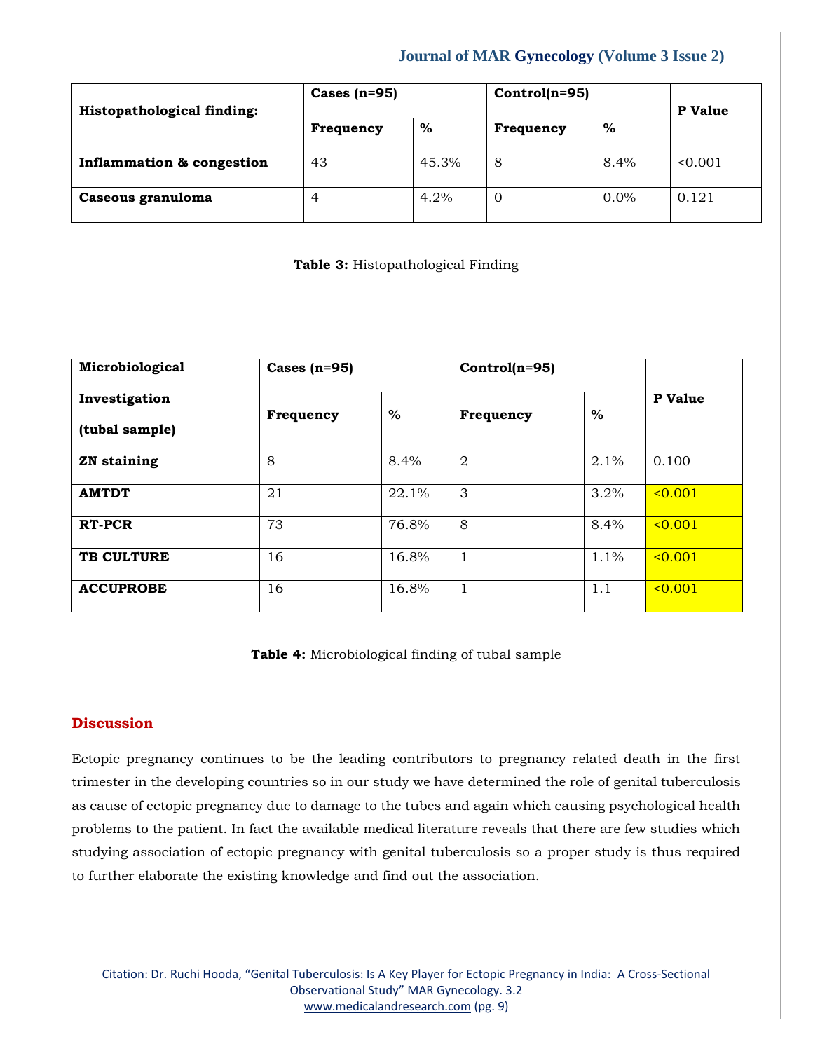| Histopathological finding: | Cases (n=95) | | Control(n=95) | | P Value |
|---|---|---|---|---|---|
| | Frequency | % | Frequency | % | |
| **Inflammation & congestion** | 43 | 45.3% | 8 | 8.4% | <0.001 |
| **Caseous granuloma** | 4 | 4.2% | 0 | 0.0% | 0.121 |

**Table 3:** Histopathological Finding

| Microbiological Investigation (tubal sample) | Cases (n=95) | | Control(n=95) | | P Value |
|---|---|---|---|---|---|
| | Frequency | % | Frequency | % | |
| **ZN staining** | 8 | 8.4% | 2 | 2.1% | 0.100 |
| **AMTDT** | 21 | 22.1% | 3 | 3.2% | <0.001 |
| **RT-PCR** | 73 | 76.8% | 8 | 8.4% | <0.001 |
| **TB CULTURE** | 16 | 16.8% | 1 | 1.1% | <0.001 |
| **ACCUPROBE** | 16 | 16.8% | 1 | 1.1 | <0.001 |

**Table 4:** Microbiological finding of tubal sample

## Discussion

Ectopic pregnancy continues to be the leading contributors to pregnancy related death in the first trimester in the developing countries so in our study we have determined the role of genital tuberculosis as cause of ectopic pregnancy due to damage to the tubes and again which causing psychological health problems to the patient. In fact the available medical literature reveals that there are few studies which studying association of ectopic pregnancy with genital tuberculosis so a proper study is thus required to further elaborate the existing knowledge and find out the association.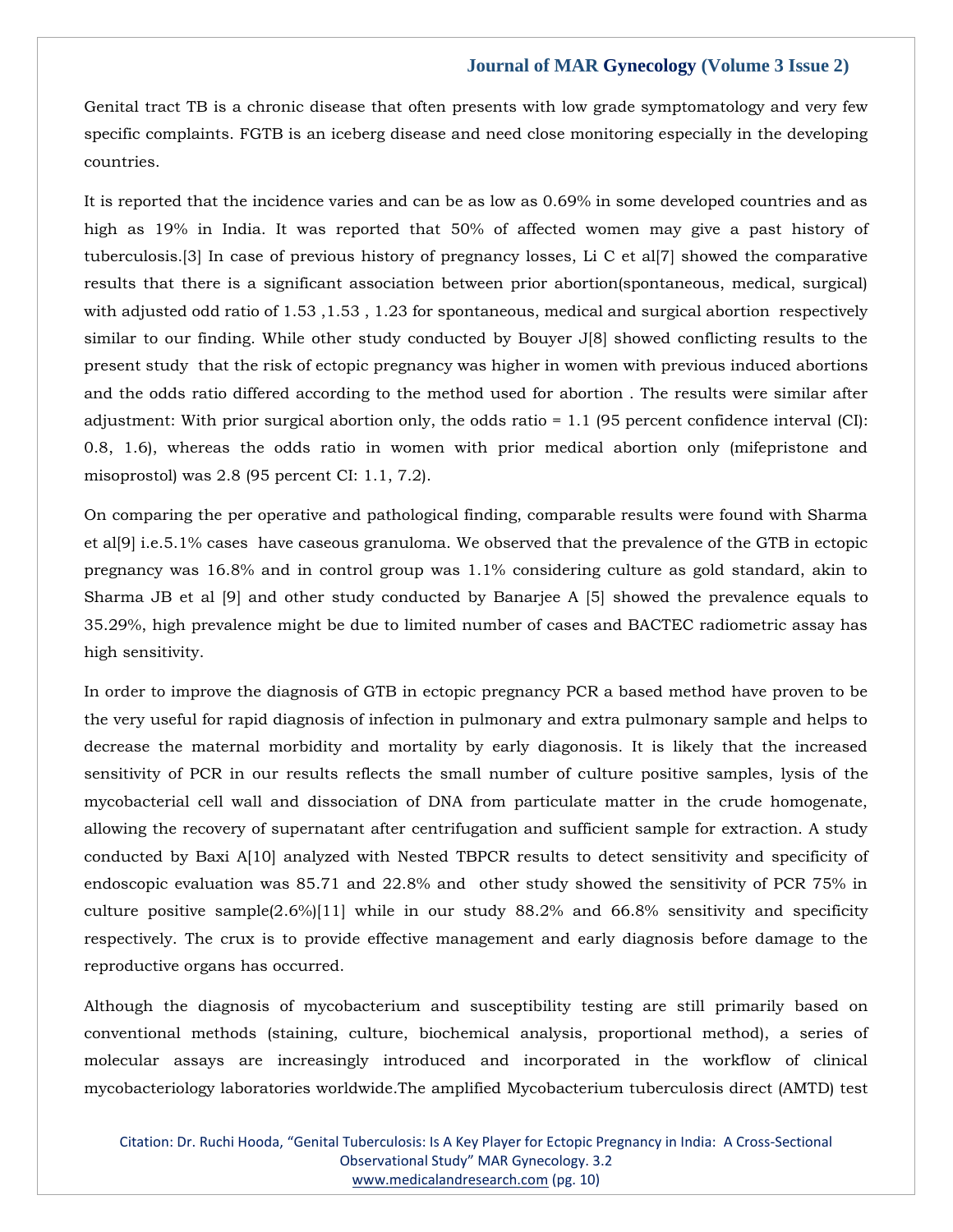Genital tract TB is a chronic disease that often presents with low grade symptomatology and very few specific complaints. FGTB is an iceberg disease and need close monitoring especially in the developing countries.

It is reported that the incidence varies and can be as low as 0.69% in some developed countries and as high as 19% in India. It was reported that 50% of affected women may give a past history of tuberculosis.[3] In case of previous history of pregnancy losses, Li C et al[7] showed the comparative results that there is a significant association between prior abortion(spontaneous, medical, surgical) with adjusted odd ratio of 1.53 ,1.53 , 1.23 for spontaneous, medical and surgical abortion respectively similar to our finding. While other study conducted by Bouyer J[8] showed conflicting results to the present study that the risk of ectopic pregnancy was higher in women with previous induced abortions and the odds ratio differed according to the method used for abortion . The results were similar after adjustment: With prior surgical abortion only, the odds ratio = 1.1 (95 percent confidence interval (CI): 0.8, 1.6), whereas the odds ratio in women with prior medical abortion only (mifepristone and misoprostol) was 2.8 (95 percent CI: 1.1, 7.2).

On comparing the per operative and pathological finding, comparable results were found with Sharma et al[9] i.e.5.1% cases have caseous granuloma. We observed that the prevalence of the GTB in ectopic pregnancy was 16.8% and in control group was 1.1% considering culture as gold standard, akin to Sharma JB et al [9] and other study conducted by Banarjee A [5] showed the prevalence equals to 35.29%, high prevalence might be due to limited number of cases and BACTEC radiometric assay has high sensitivity.

In order to improve the diagnosis of GTB in ectopic pregnancy PCR a based method have proven to be the very useful for rapid diagnosis of infection in pulmonary and extra pulmonary sample and helps to decrease the maternal morbidity and mortality by early diagonosis. It is likely that the increased sensitivity of PCR in our results reflects the small number of culture positive samples, lysis of the mycobacterial cell wall and dissociation of DNA from particulate matter in the crude homogenate, allowing the recovery of supernatant after centrifugation and sufficient sample for extraction. A study conducted by Baxi A[10] analyzed with Nested TBPCR results to detect sensitivity and specificity of endoscopic evaluation was 85.71 and 22.8% and other study showed the sensitivity of PCR 75% in culture positive sample(2.6%)[11] while in our study 88.2% and 66.8% sensitivity and specificity respectively. The crux is to provide effective management and early diagnosis before damage to the reproductive organs has occurred.

Although the diagnosis of mycobacterium and susceptibility testing are still primarily based on conventional methods (staining, culture, biochemical analysis, proportional method), a series of molecular assays are increasingly introduced and incorporated in the workflow of clinical mycobacteriology laboratories worldwide.The amplified Mycobacterium tuberculosis direct (AMTD) test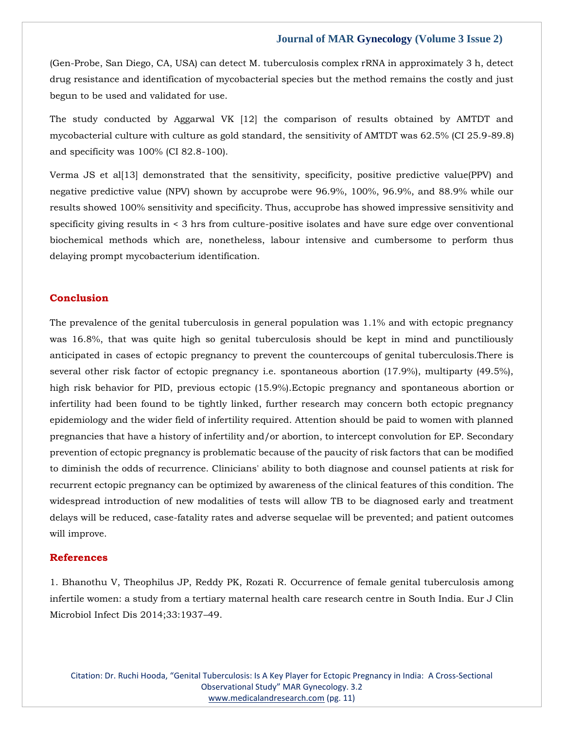(Gen-Probe, San Diego, CA, USA) can detect M. tuberculosis complex rRNA in approximately 3 h, detect drug resistance and identification of mycobacterial species but the method remains the costly and just begun to be used and validated for use.

The study conducted by Aggarwal VK [12] the comparison of results obtained by AMTDT and mycobacterial culture with culture as gold standard, the sensitivity of AMTDT was 62.5% (CI 25.9-89.8) and specificity was 100% (CI 82.8-100).

Verma JS et al[13] demonstrated that the sensitivity, specificity, positive predictive value(PPV) and negative predictive value (NPV) shown by accuprobe were 96.9%, 100%, 96.9%, and 88.9% while our results showed 100% sensitivity and specificity. Thus, accuprobe has showed impressive sensitivity and specificity giving results in < 3 hrs from culture-positive isolates and have sure edge over conventional biochemical methods which are, nonetheless, labour intensive and cumbersome to perform thus delaying prompt mycobacterium identification.

## Conclusion

The prevalence of the genital tuberculosis in general population was 1.1% and with ectopic pregnancy was 16.8%, that was quite high so genital tuberculosis should be kept in mind and punctiliously anticipated in cases of ectopic pregnancy to prevent the countercoups of genital tuberculosis.There is several other risk factor of ectopic pregnancy i.e. spontaneous abortion (17.9%), multiparty (49.5%), high risk behavior for PID, previous ectopic (15.9%).Ectopic pregnancy and spontaneous abortion or infertility had been found to be tightly linked, further research may concern both ectopic pregnancy epidemiology and the wider field of infertility required. Attention should be paid to women with planned pregnancies that have a history of infertility and/or abortion, to intercept convolution for EP. Secondary prevention of ectopic pregnancy is problematic because of the paucity of risk factors that can be modified to diminish the odds of recurrence. Clinicians' ability to both diagnose and counsel patients at risk for recurrent ectopic pregnancy can be optimized by awareness of the clinical features of this condition. The widespread introduction of new modalities of tests will allow TB to be diagnosed early and treatment delays will be reduced, case-fatality rates and adverse sequelae will be prevented; and patient outcomes will improve.

## References

1. Bhanothu V, Theophilus JP, Reddy PK, Rozati R. Occurrence of female genital tuberculosis among infertile women: a study from a tertiary maternal health care research centre in South India. Eur J Clin Microbiol Infect Dis 2014;33:1937–49.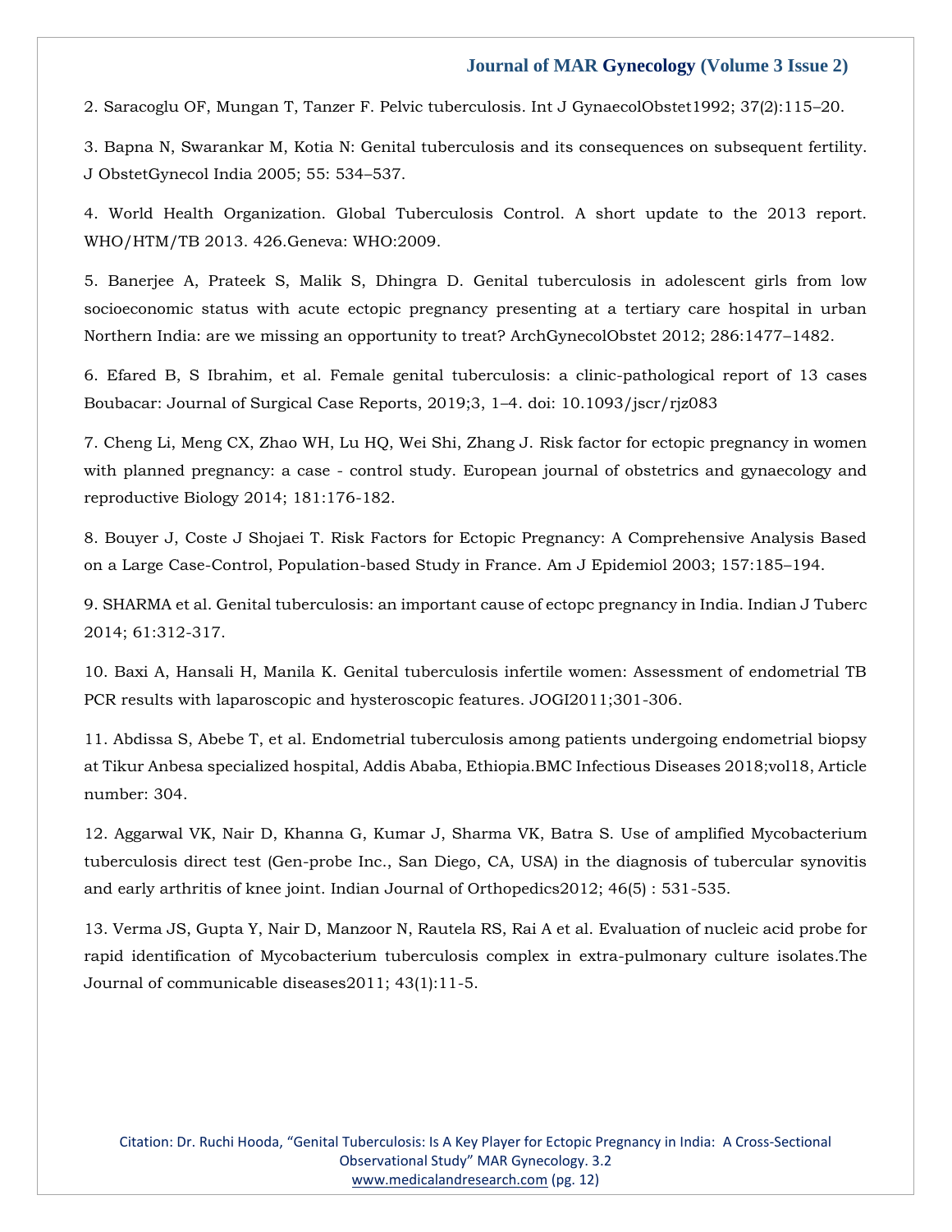2. Saracoglu OF, Mungan T, Tanzer F. Pelvic tuberculosis. Int J GynaecolObstet1992; 37(2):115–20.

3. Bapna N, Swarankar M, Kotia N: Genital tuberculosis and its consequences on subsequent fertility. J ObstetGynecol India 2005; 55: 534–537.

4. World Health Organization. Global Tuberculosis Control. A short update to the 2013 report. WHO/HTM/TB 2013. 426.Geneva: WHO:2009.

5. Banerjee A, Prateek S, Malik S, Dhingra D. Genital tuberculosis in adolescent girls from low socioeconomic status with acute ectopic pregnancy presenting at a tertiary care hospital in urban Northern India: are we missing an opportunity to treat? ArchGynecolObstet 2012; 286:1477–1482.

6. Efared B, S Ibrahim, et al. Female genital tuberculosis: a clinic-pathological report of 13 cases Boubacar: Journal of Surgical Case Reports, 2019;3, 1–4. doi: 10.1093/jscr/rjz083

7. Cheng Li, Meng CX, Zhao WH, Lu HQ, Wei Shi, Zhang J. Risk factor for ectopic pregnancy in women with planned pregnancy: a case - control study. European journal of obstetrics and gynaecology and reproductive Biology 2014; 181:176-182.

8. Bouyer J, Coste J Shojaei T. Risk Factors for Ectopic Pregnancy: A Comprehensive Analysis Based on a Large Case-Control, Population-based Study in France. Am J Epidemiol 2003; 157:185–194.

9. SHARMA et al. Genital tuberculosis: an important cause of ectopc pregnancy in India. Indian J Tuberc 2014; 61:312-317.

10. Baxi A, Hansali H, Manila K. Genital tuberculosis infertile women: Assessment of endometrial TB PCR results with laparoscopic and hysteroscopic features. JOGI2011;301-306.

11. Abdissa S, Abebe T, et al. Endometrial tuberculosis among patients undergoing endometrial biopsy at Tikur Anbesa specialized hospital, Addis Ababa, Ethiopia.BMC Infectious Diseases 2018;vol18, Article number: 304.

12. Aggarwal VK, Nair D, Khanna G, Kumar J, Sharma VK, Batra S. Use of amplified Mycobacterium tuberculosis direct test (Gen-probe Inc., San Diego, CA, USA) in the diagnosis of tubercular synovitis and early arthritis of knee joint. Indian Journal of Orthopedics2012; 46(5) : 531-535.

13. Verma JS, Gupta Y, Nair D, Manzoor N, Rautela RS, Rai A et al. Evaluation of nucleic acid probe for rapid identification of Mycobacterium tuberculosis complex in extra-pulmonary culture isolates.The Journal of communicable diseases2011; 43(1):11-5.